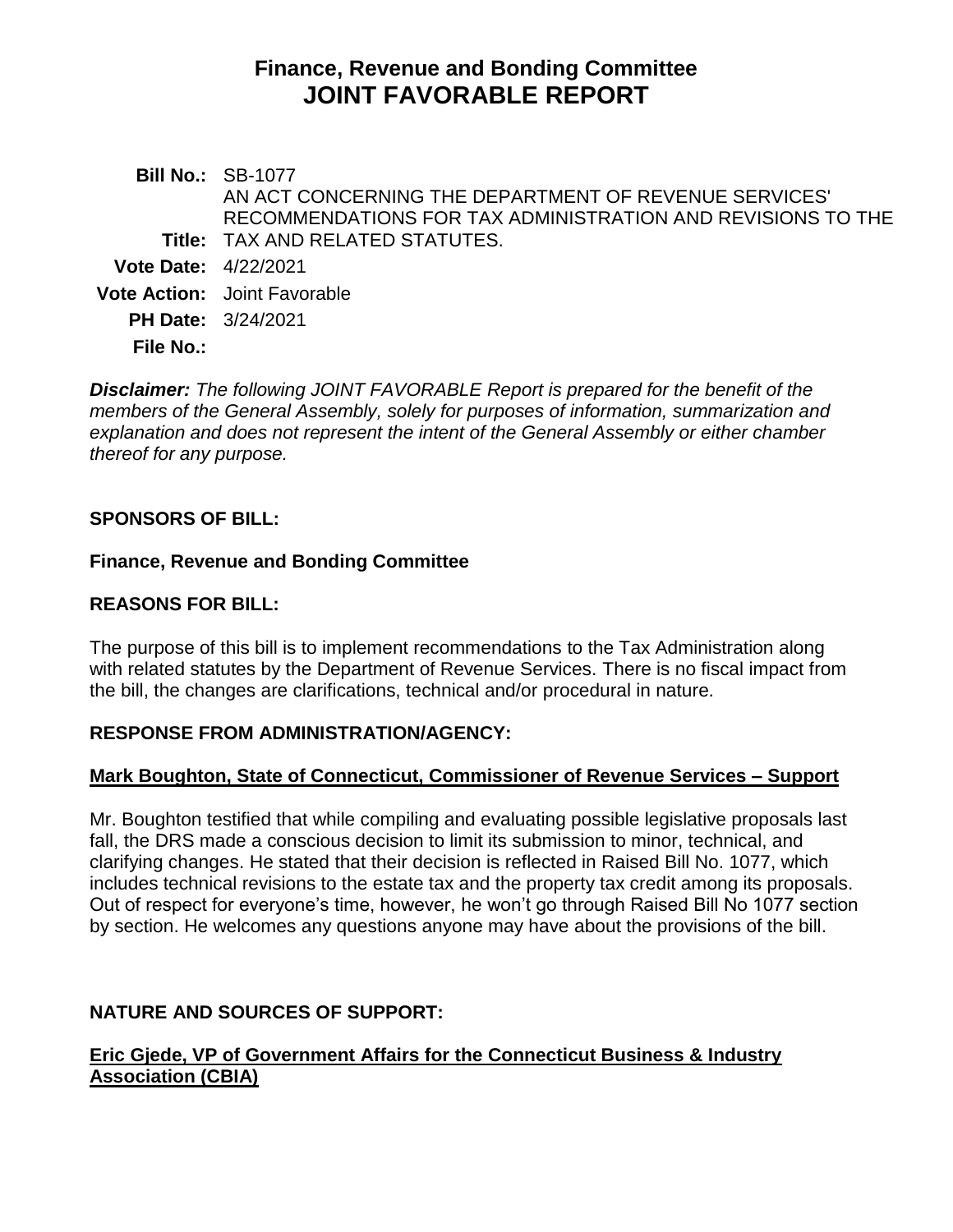# Finance, Revenue and Bonding Committee
# JOINT FAVORABLE REPORT

**Bill No.:** SB-1077

**Title:** AN ACT CONCERNING THE DEPARTMENT OF REVENUE SERVICES' RECOMMENDATIONS FOR TAX ADMINISTRATION AND REVISIONS TO THE TAX AND RELATED STATUTES.

**Vote Date:** 4/22/2021

**Vote Action:** Joint Favorable

**PH Date:** 3/24/2021

**File No.:**

***Disclaimer:*** *The following JOINT FAVORABLE Report is prepared for the benefit of the members of the General Assembly, solely for purposes of information, summarization and explanation and does not represent the intent of the General Assembly or either chamber thereof for any purpose.*

## SPONSORS OF BILL:

**Finance, Revenue and Bonding Committee**

## REASONS FOR BILL:

The purpose of this bill is to implement recommendations to the Tax Administration along with related statutes by the Department of Revenue Services. There is no fiscal impact from the bill, the changes are clarifications, technical and/or procedural in nature.

## RESPONSE FROM ADMINISTRATION/AGENCY:

**Mark Boughton, State of Connecticut, Commissioner of Revenue Services – Support**

Mr. Boughton testified that while compiling and evaluating possible legislative proposals last fall, the DRS made a conscious decision to limit its submission to minor, technical, and clarifying changes. He stated that their decision is reflected in Raised Bill No. 1077, which includes technical revisions to the estate tax and the property tax credit among its proposals. Out of respect for everyone's time, however, he won't go through Raised Bill No 1077 section by section. He welcomes any questions anyone may have about the provisions of the bill.

## NATURE AND SOURCES OF SUPPORT:

**Eric Gjede, VP of Government Affairs for the Connecticut Business & Industry Association (CBIA)**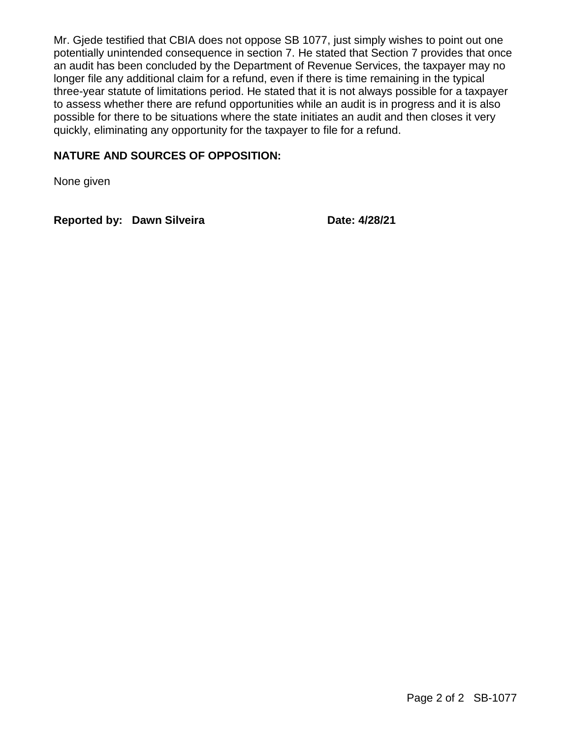Mr. Gjede testified that CBIA does not oppose SB 1077, just simply wishes to point out one potentially unintended consequence in section 7. He stated that Section 7 provides that once an audit has been concluded by the Department of Revenue Services, the taxpayer may no longer file any additional claim for a refund, even if there is time remaining in the typical three-year statute of limitations period. He stated that it is not always possible for a taxpayer to assess whether there are refund opportunities while an audit is in progress and it is also possible for there to be situations where the state initiates an audit and then closes it very quickly, eliminating any opportunity for the taxpayer to file for a refund.

**NATURE AND SOURCES OF OPPOSITION:**

None given

**Reported by: Dawn Silveira** **Date: 4/28/21**